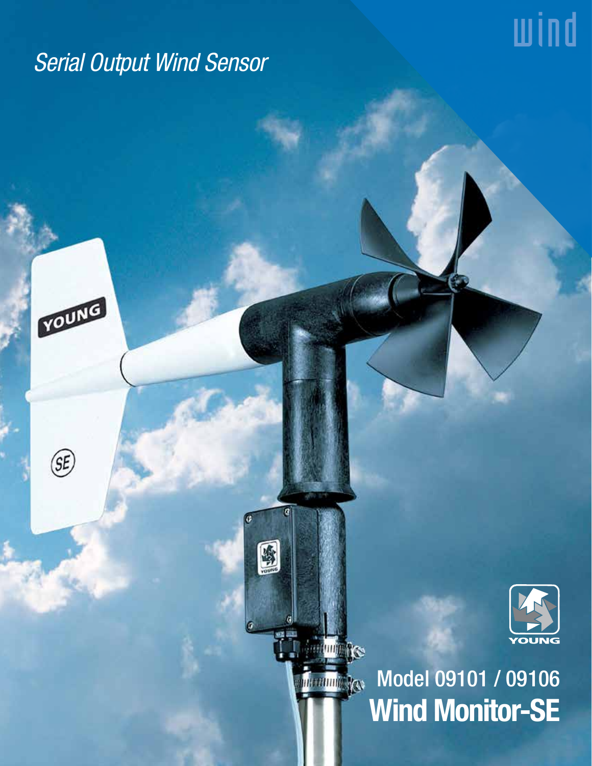wind

*Serial Output Wind Sensor*

Model 09101 / 09106

# Wind Monitor-SE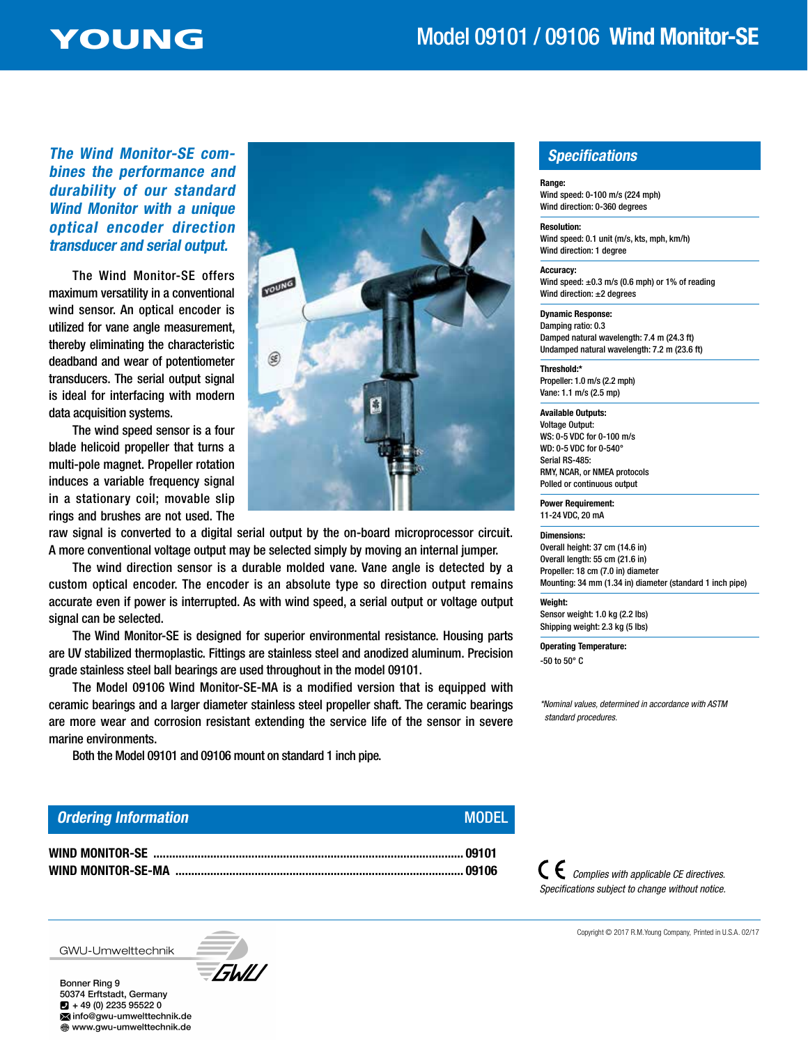# YOUNG

## Model 09101 / 09106 Wind Monitor-SE

*The Wind Monitor-SE combines the performance and durability of our standard Wind Monitor with a unique optical encoder direction transducer and serial output.*

The Wind Monitor-SE offers maximum versatility in a conventional wind sensor. An optical encoder is utilized for vane angle measurement, thereby eliminating the characteristic deadband and wear of potentiometer transducers. The serial output signal is ideal for interfacing with modern data acquisition systems.

The wind speed sensor is a four blade helicoid propeller that turns a multi-pole magnet. Propeller rotation induces a variable frequency signal in a stationary coil; movable slip rings and brushes are not used. The raw signal is converted to a digital serial output by the on-board microprocessor circuit. A more conventional voltage output may be selected simply by moving an internal jumper.

The wind direction sensor is a durable molded vane. Vane angle is detected by a custom optical encoder. The encoder is an absolute type so direction output remains accurate even if power is interrupted. As with wind speed, a serial output or voltage output signal can be selected.

The Wind Monitor-SE is designed for superior environmental resistance. Housing parts are UV stabilized thermoplastic. Fittings are stainless steel and anodized aluminum. Precision grade stainless steel ball bearings are used throughout in the model 09101.

The Model 09106 Wind Monitor-SE-MA is a modified version that is equipped with ceramic bearings and a larger diameter stainless steel propeller shaft. The ceramic bearings are more wear and corrosion resistant extending the service life of the sensor in severe marine environments.

Both the Model 09101 and 09106 mount on standard 1 inch pipe.

### Specifications

**Range:**
Wind speed: 0-100 m/s (224 mph)
Wind direction: 0-360 degrees

**Resolution:**
Wind speed: 0.1 unit (m/s, kts, mph, km/h)
Wind direction: 1 degree

**Accuracy:**
Wind speed: ±0.3 m/s (0.6 mph) or 1% of reading
Wind direction: ±2 degrees

**Dynamic Response:**
Damping ratio: 0.3
Damped natural wavelength: 7.4 m (24.3 ft)
Undamped natural wavelength: 7.2 m (23.6 ft)

**Threshold:***
Propeller: 1.0 m/s (2.2 mph)
Vane: 1.1 m/s (2.5 mp)

**Available Outputs:**
Voltage Output:
WS: 0-5 VDC for 0-100 m/s
WD: 0-5 VDC for 0-540°
Serial RS-485:
RMY, NCAR, or NMEA protocols
Polled or continuous output

**Power Requirement:**
11-24 VDC, 20 mA

**Dimensions:**
Overall height: 37 cm (14.6 in)
Overall length: 55 cm (21.6 in)
Propeller: 18 cm (7.0 in) diameter
Mounting: 34 mm (1.34 in) diameter (standard 1 inch pipe)

**Weight:**
Sensor weight: 1.0 kg (2.2 lbs)
Shipping weight: 2.3 kg (5 lbs)

**Operating Temperature:**
-50 to 50° C

*\*Nominal values, determined in accordance with ASTM standard procedures.*

### Ordering Information

| | MODEL |
|---|---|
| **WIND MONITOR-SE** | **09101** |
| **WIND MONITOR-SE-MA** | **09106** |

CE *Complies with applicable CE directives.*
*Specifications subject to change without notice.*

Copyright © 2017 R.M.Young Company, Printed in U.S.A. 02/17

GWU-Umwelttechnik

Bonner Ring 9
50374 Erftstadt, Germany
+ 49 (0) 2235 95522 0
info@gwu-umwelttechnik.de
www.gwu-umwelttechnik.de